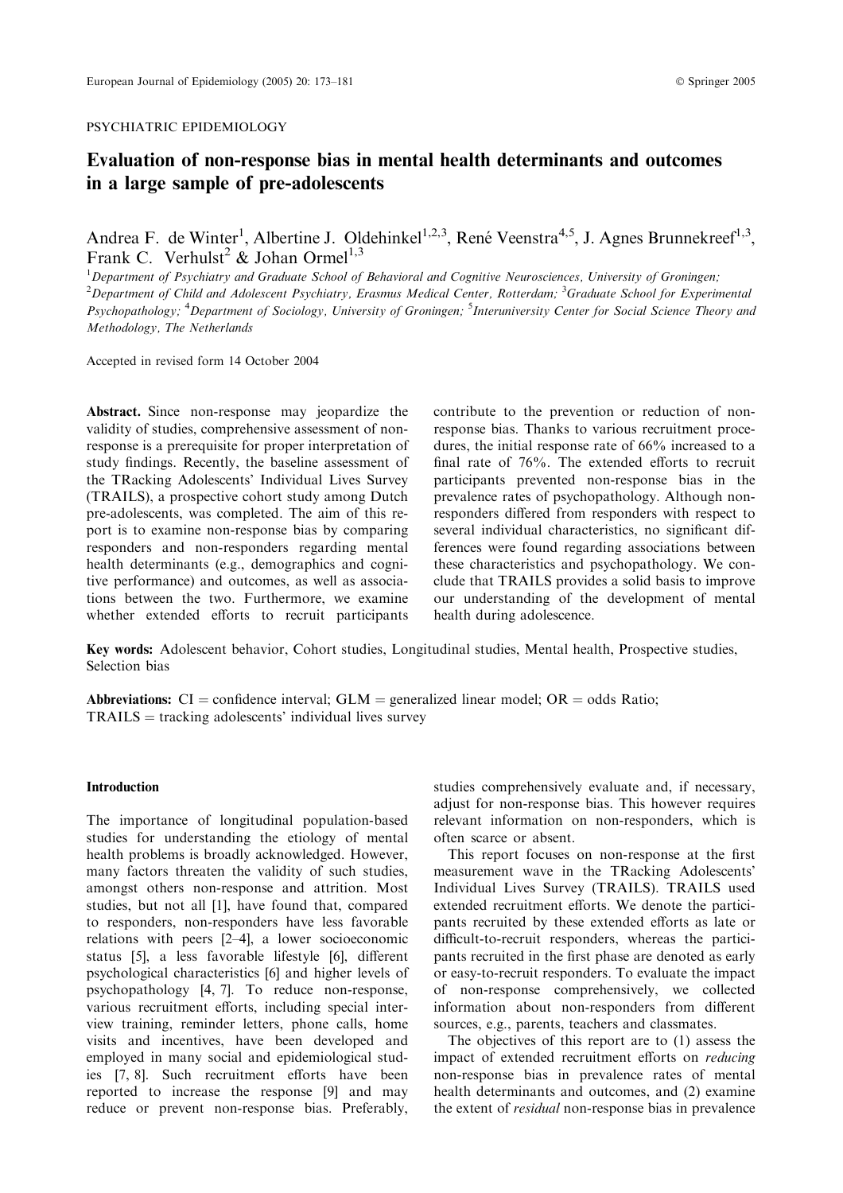PSYCHIATRIC EPIDEMIOLOGY

# Evaluation of non-response bias in mental health determinants and outcomes in a large sample of pre-adolescents

Andrea F. de Winter[1], Albertine J. Oldehinkel[1,2,3], René Veenstra[4,5], J. Agnes Brunnekreef[1,3], Frank C. Verhulst[2] & Johan Ormel[1,3]

[1]Department of Psychiatry and Graduate School of Behavioral and Cognitive Neurosciences, University of Groningen; [2]Department of Child and Adolescent Psychiatry, Erasmus Medical Center, Rotterdam; [3]Graduate School for Experimental Psychopathology; [4]Department of Sociology, University of Groningen; [5]Interuniversity Center for Social Science Theory and Methodology, The Netherlands

Accepted in revised form 14 October 2004

**Abstract.** Since non-response may jeopardize the validity of studies, comprehensive assessment of non-response is a prerequisite for proper interpretation of study findings. Recently, the baseline assessment of the TRacking Adolescents' Individual Lives Survey (TRAILS), a prospective cohort study among Dutch pre-adolescents, was completed. The aim of this report is to examine non-response bias by comparing responders and non-responders regarding mental health determinants (e.g., demographics and cognitive performance) and outcomes, as well as associations between the two. Furthermore, we examine whether extended efforts to recruit participants contribute to the prevention or reduction of non-response bias. Thanks to various recruitment procedures, the initial response rate of 66% increased to a final rate of 76%. The extended efforts to recruit participants prevented non-response bias in the prevalence rates of psychopathology. Although non-responders differed from responders with respect to several individual characteristics, no significant differences were found regarding associations between these characteristics and psychopathology. We conclude that TRAILS provides a solid basis to improve our understanding of the development of mental health during adolescence.

**Key words:** Adolescent behavior, Cohort studies, Longitudinal studies, Mental health, Prospective studies, Selection bias

**Abbreviations:** CI = confidence interval; GLM = generalized linear model; OR = odds Ratio; TRAILS = tracking adolescents' individual lives survey

## Introduction

The importance of longitudinal population-based studies for understanding the etiology of mental health problems is broadly acknowledged. However, many factors threaten the validity of such studies, amongst others non-response and attrition. Most studies, but not all [1], have found that, compared to responders, non-responders have less favorable relations with peers [2–4], a lower socioeconomic status [5], a less favorable lifestyle [6], different psychological characteristics [6] and higher levels of psychopathology [4, 7]. To reduce non-response, various recruitment efforts, including special interview training, reminder letters, phone calls, home visits and incentives, have been developed and employed in many social and epidemiological studies [7, 8]. Such recruitment efforts have been reported to increase the response [9] and may reduce or prevent non-response bias. Preferably, studies comprehensively evaluate and, if necessary, adjust for non-response bias. This however requires relevant information on non-responders, which is often scarce or absent.

This report focuses on non-response at the first measurement wave in the TRacking Adolescents' Individual Lives Survey (TRAILS). TRAILS used extended recruitment efforts. We denote the participants recruited by these extended efforts as late or difficult-to-recruit responders, whereas the participants recruited in the first phase are denoted as early or easy-to-recruit responders. To evaluate the impact of non-response comprehensively, we collected information about non-responders from different sources, e.g., parents, teachers and classmates.

The objectives of this report are to (1) assess the impact of extended recruitment efforts on *reducing* non-response bias in prevalence rates of mental health determinants and outcomes, and (2) examine the extent of *residual* non-response bias in prevalence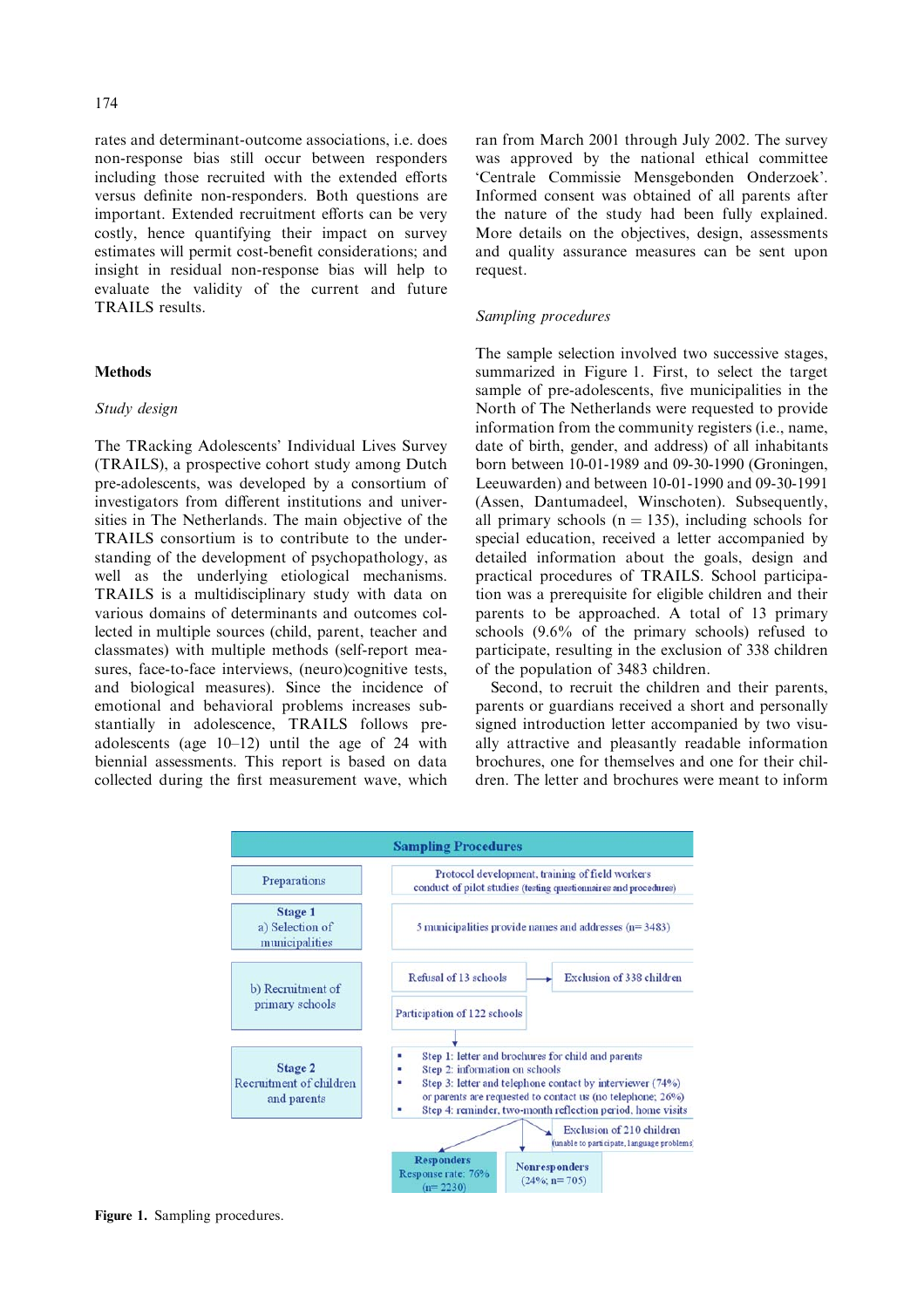rates and determinant-outcome associations, i.e. does non-response bias still occur between responders including those recruited with the extended efforts versus definite non-responders. Both questions are important. Extended recruitment efforts can be very costly, hence quantifying their impact on survey estimates will permit cost-benefit considerations; and insight in residual non-response bias will help to evaluate the validity of the current and future TRAILS results.

## Methods

### *Study design*

The TRacking Adolescents' Individual Lives Survey (TRAILS), a prospective cohort study among Dutch pre-adolescents, was developed by a consortium of investigators from different institutions and universities in The Netherlands. The main objective of the TRAILS consortium is to contribute to the understanding of the development of psychopathology, as well as the underlying etiological mechanisms. TRAILS is a multidisciplinary study with data on various domains of determinants and outcomes collected in multiple sources (child, parent, teacher and classmates) with multiple methods (self-report measures, face-to-face interviews, (neuro)cognitive tests, and biological measures). Since the incidence of emotional and behavioral problems increases substantially in adolescence, TRAILS follows pre-adolescents (age 10–12) until the age of 24 with biennial assessments. This report is based on data collected during the first measurement wave, which ran from March 2001 through July 2002. The survey was approved by the national ethical committee 'Centrale Commissie Mensgebonden Onderzoek'. Informed consent was obtained of all parents after the nature of the study had been fully explained. More details on the objectives, design, assessments and quality assurance measures can be sent upon request.

### *Sampling procedures*

The sample selection involved two successive stages, summarized in Figure 1. First, to select the target sample of pre-adolescents, five municipalities in the North of The Netherlands were requested to provide information from the community registers (i.e., name, date of birth, gender, and address) of all inhabitants born between 10-01-1989 and 09-30-1990 (Groningen, Leeuwarden) and between 10-01-1990 and 09-30-1991 (Assen, Dantumadeel, Winschoten). Subsequently, all primary schools ($n = 135$), including schools for special education, received a letter accompanied by detailed information about the goals, design and practical procedures of TRAILS. School participation was a prerequisite for eligible children and their parents to be approached. A total of 13 primary schools (9.6% of the primary schools) refused to participate, resulting in the exclusion of 338 children of the population of 3483 children.

Second, to recruit the children and their parents, parents or guardians received a short and personally signed introduction letter accompanied by two visually attractive and pleasantly readable information brochures, one for themselves and one for their children. The letter and brochures were meant to inform

**Sampling Procedures**

| Stage | Description |
|---|---|
| Preparations | Protocol development, training of field workers; conduct of pilot studies (testing questionnaires and procedures) |
| Stage 1: a) Selection of municipalities | 5 municipalities provide names and addresses (n= 3483) |
| b) Recruitment of primary schools | Refusal of 13 schools → Exclusion of 338 children; Participation of 122 schools |
| Stage 2: Recruitment of children and parents | Step 1: letter and brochures for child and parents; Step 2: information on schools; Step 3: letter and telephone contact by interviewer (74%) or parents are requested to contact us (no telephone; 26%); Step 4: reminder, two-month reflection period, home visits |

Exclusion of 210 children (unable to participate, language problems)

Responders: Response rate: 76% (n= 2230)

Nonresponders (24%; n= 705)

**Figure 1.** Sampling procedures.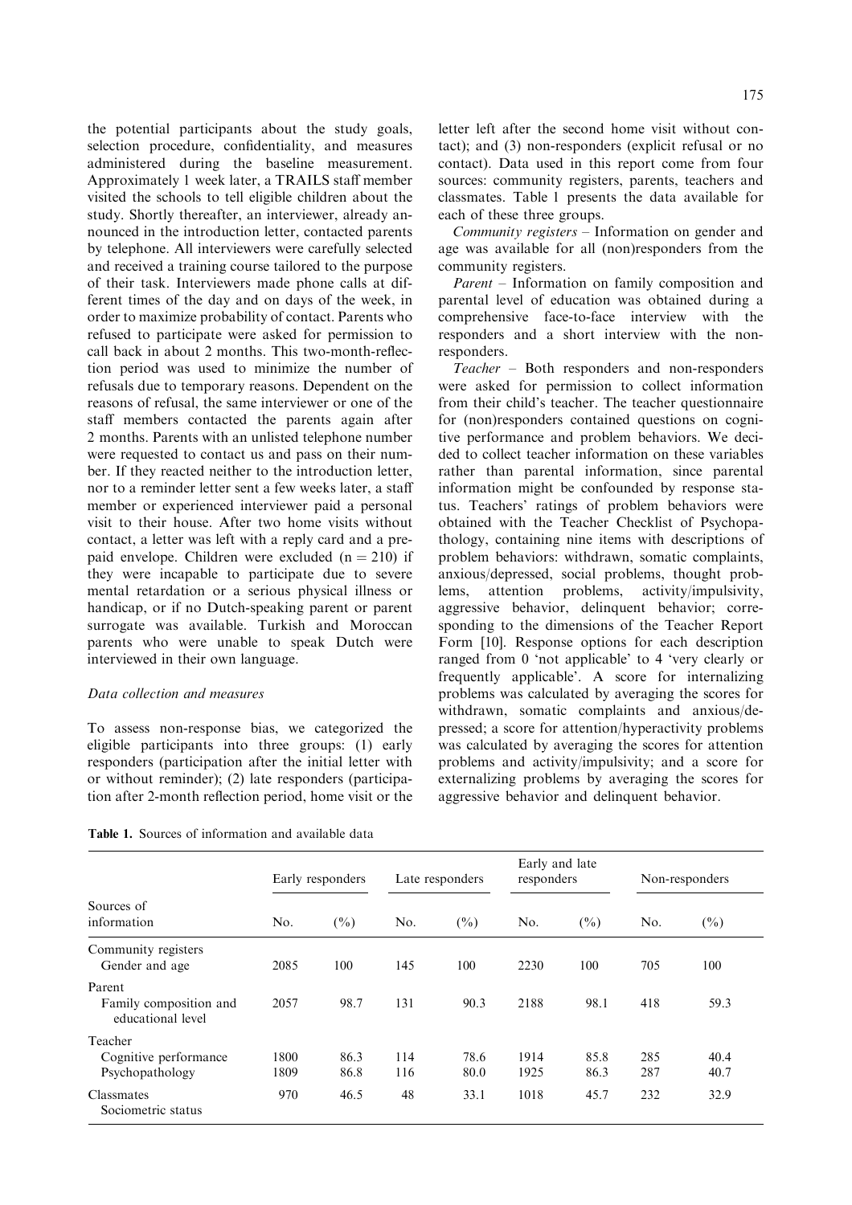the potential participants about the study goals, selection procedure, confidentiality, and measures administered during the baseline measurement. Approximately 1 week later, a TRAILS staff member visited the schools to tell eligible children about the study. Shortly thereafter, an interviewer, already announced in the introduction letter, contacted parents by telephone. All interviewers were carefully selected and received a training course tailored to the purpose of their task. Interviewers made phone calls at different times of the day and on days of the week, in order to maximize probability of contact. Parents who refused to participate were asked for permission to call back in about 2 months. This two-month-reflection period was used to minimize the number of refusals due to temporary reasons. Dependent on the reasons of refusal, the same interviewer or one of the staff members contacted the parents again after 2 months. Parents with an unlisted telephone number were requested to contact us and pass on their number. If they reacted neither to the introduction letter, nor to a reminder letter sent a few weeks later, a staff member or experienced interviewer paid a personal visit to their house. After two home visits without contact, a letter was left with a reply card and a prepaid envelope. Children were excluded (n = 210) if they were incapable to participate due to severe mental retardation or a serious physical illness or handicap, or if no Dutch-speaking parent or parent surrogate was available. Turkish and Moroccan parents who were unable to speak Dutch were interviewed in their own language.

### Data collection and measures

To assess non-response bias, we categorized the eligible participants into three groups: (1) early responders (participation after the initial letter with or without reminder); (2) late responders (participation after 2-month reflection period, home visit or the letter left after the second home visit without contact); and (3) non-responders (explicit refusal or no contact). Data used in this report come from four sources: community registers, parents, teachers and classmates. Table 1 presents the data available for each of these three groups.

*Community registers* – Information on gender and age was available for all (non)responders from the community registers.

*Parent* – Information on family composition and parental level of education was obtained during a comprehensive face-to-face interview with the responders and a short interview with the non-responders.

*Teacher* – Both responders and non-responders were asked for permission to collect information from their child's teacher. The teacher questionnaire for (non)responders contained questions on cognitive performance and problem behaviors. We decided to collect teacher information on these variables rather than parental information, since parental information might be confounded by response status. Teachers' ratings of problem behaviors were obtained with the Teacher Checklist of Psychopathology, containing nine items with descriptions of problem behaviors: withdrawn, somatic complaints, anxious/depressed, social problems, thought problems, attention problems, activity/impulsivity, aggressive behavior, delinquent behavior; corresponding to the dimensions of the Teacher Report Form [10]. Response options for each description ranged from 0 'not applicable' to 4 'very clearly or frequently applicable'. A score for internalizing problems was calculated by averaging the scores for withdrawn, somatic complaints and anxious/depressed; a score for attention/hyperactivity problems was calculated by averaging the scores for attention problems and activity/impulsivity; and a score for externalizing problems by averaging the scores for aggressive behavior and delinquent behavior.

**Table 1.** Sources of information and available data

| Sources of information | Early responders | | Late responders | | Early and late responders | | Non-responders | |
|---|---|---|---|---|---|---|---|---|
| | No. | (%) | No. | (%) | No. | (%) | No. | (%) |
| Community registers | | | | | | | | |
| Gender and age | 2085 | 100 | 145 | 100 | 2230 | 100 | 705 | 100 |
| Parent | | | | | | | | |
| Family composition and educational level | 2057 | 98.7 | 131 | 90.3 | 2188 | 98.1 | 418 | 59.3 |
| Teacher | | | | | | | | |
| Cognitive performance | 1800 | 86.3 | 114 | 78.6 | 1914 | 85.8 | 285 | 40.4 |
| Psychopathology | 1809 | 86.8 | 116 | 80.0 | 1925 | 86.3 | 287 | 40.7 |
| Classmates | | | | | | | | |
| Sociometric status | 970 | 46.5 | 48 | 33.1 | 1018 | 45.7 | 232 | 32.9 |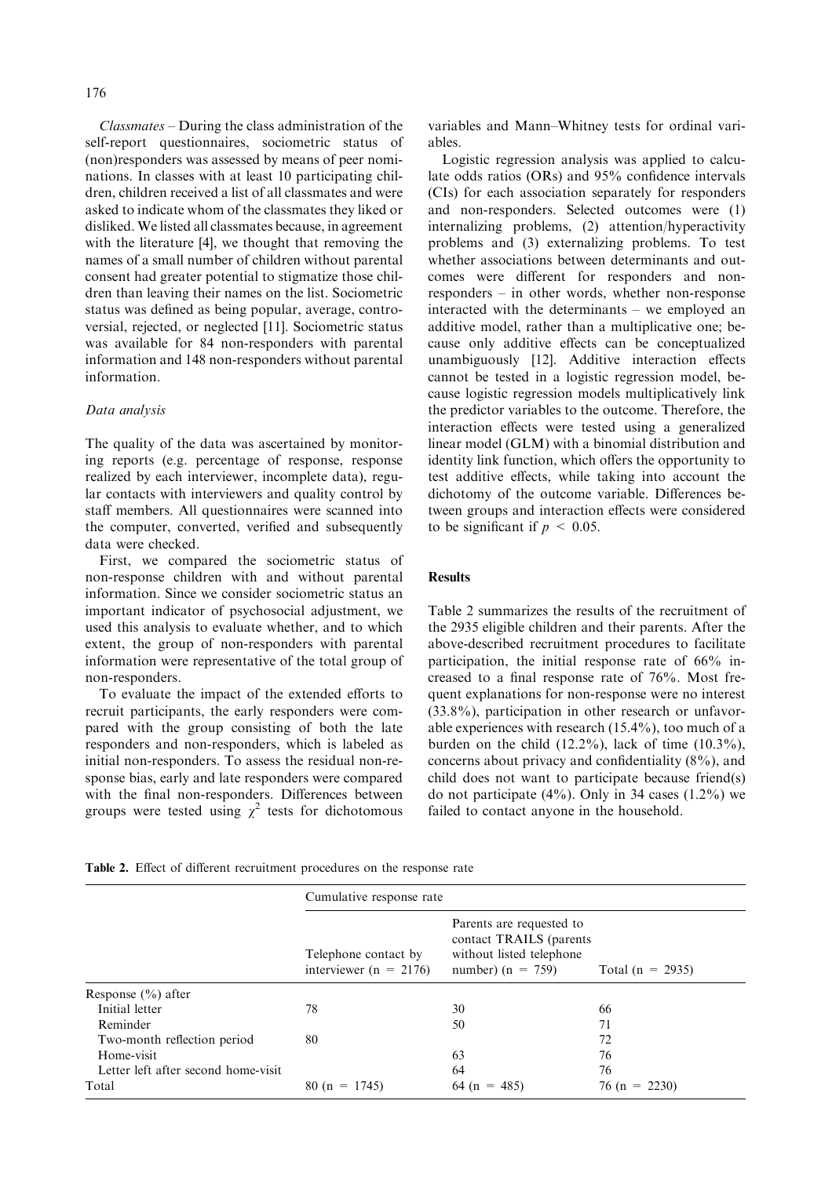*Classmates* – During the class administration of the self-report questionnaires, sociometric status of (non)responders was assessed by means of peer nominations. In classes with at least 10 participating children, children received a list of all classmates and were asked to indicate whom of the classmates they liked or disliked. We listed all classmates because, in agreement with the literature [4], we thought that removing the names of a small number of children without parental consent had greater potential to stigmatize those children than leaving their names on the list. Sociometric status was defined as being popular, average, controversial, rejected, or neglected [11]. Sociometric status was available for 84 non-responders with parental information and 148 non-responders without parental information.

### *Data analysis*

The quality of the data was ascertained by monitoring reports (e.g. percentage of response, response realized by each interviewer, incomplete data), regular contacts with interviewers and quality control by staff members. All questionnaires were scanned into the computer, converted, verified and subsequently data were checked.

First, we compared the sociometric status of non-response children with and without parental information. Since we consider sociometric status an important indicator of psychosocial adjustment, we used this analysis to evaluate whether, and to which extent, the group of non-responders with parental information were representative of the total group of non-responders.

To evaluate the impact of the extended efforts to recruit participants, the early responders were compared with the group consisting of both the late responders and non-responders, which is labeled as initial non-responders. To assess the residual non-response bias, early and late responders were compared with the final non-responders. Differences between groups were tested using $\chi^2$ tests for dichotomous variables and Mann–Whitney tests for ordinal variables.

Logistic regression analysis was applied to calculate odds ratios (ORs) and 95% confidence intervals (CIs) for each association separately for responders and non-responders. Selected outcomes were (1) internalizing problems, (2) attention/hyperactivity problems and (3) externalizing problems. To test whether associations between determinants and outcomes were different for responders and non-responders – in other words, whether non-response interacted with the determinants – we employed an additive model, rather than a multiplicative one; because only additive effects can be conceptualized unambiguously [12]. Additive interaction effects cannot be tested in a logistic regression model, because logistic regression models multiplicatively link the predictor variables to the outcome. Therefore, the interaction effects were tested using a generalized linear model (GLM) with a binomial distribution and identity link function, which offers the opportunity to test additive effects, while taking into account the dichotomy of the outcome variable. Differences between groups and interaction effects were considered to be significant if $p < 0.05$.

## Results

Table 2 summarizes the results of the recruitment of the 2935 eligible children and their parents. After the above-described recruitment procedures to facilitate participation, the initial response rate of 66% increased to a final response rate of 76%. Most frequent explanations for non-response were no interest (33.8%), participation in other research or unfavorable experiences with research (15.4%), too much of a burden on the child (12.2%), lack of time (10.3%), concerns about privacy and confidentiality (8%), and child does not want to participate because friend(s) do not participate (4%). Only in 34 cases (1.2%) we failed to contact anyone in the household.

**Table 2.** Effect of different recruitment procedures on the response rate

| | Cumulative response rate | | |
|---|---|---|---|
| | Telephone contact by interviewer (n = 2176) | Parents are requested to contact TRAILS (parents without listed telephone number) (n = 759) | Total (n = 2935) |
| Response (%) after | | | |
| Initial letter | 78 | 30 | 66 |
| Reminder | | 50 | 71 |
| Two-month reflection period | 80 | | 72 |
| Home-visit | | 63 | 76 |
| Letter left after second home-visit | | 64 | 76 |
| Total | 80 (n = 1745) | 64 (n = 485) | 76 (n = 2230) |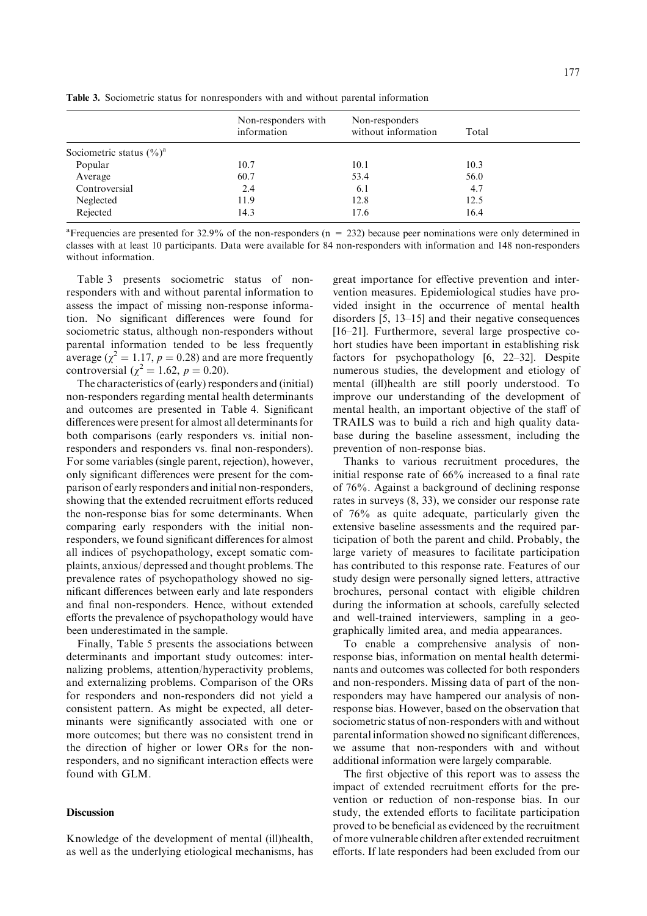**Table 3.** Sociometric status for nonresponders with and without parental information

| | Non-responders with information | Non-responders without information | Total |
|---|---|---|---|
| Sociometric status (%)[a] | | | |
| Popular | 10.7 | 10.1 | 10.3 |
| Average | 60.7 | 53.4 | 56.0 |
| Controversial | 2.4 | 6.1 | 4.7 |
| Neglected | 11.9 | 12.8 | 12.5 |
| Rejected | 14.3 | 17.6 | 16.4 |

[a]Frequencies are presented for 32.9% of the non-responders (n = 232) because peer nominations were only determined in classes with at least 10 participants. Data were available for 84 non-responders with information and 148 non-responders without information.

Table 3 presents sociometric status of non-responders with and without parental information to assess the impact of missing non-response information. No significant differences were found for sociometric status, although non-responders without parental information tended to be less frequently average ($\chi^2 = 1.17$, $p = 0.28$) and are more frequently controversial ($\chi^2 = 1.62$, $p = 0.20$).

The characteristics of (early) responders and (initial) non-responders regarding mental health determinants and outcomes are presented in Table 4. Significant differences were present for almost all determinants for both comparisons (early responders vs. initial non-responders and responders vs. final non-responders). For some variables (single parent, rejection), however, only significant differences were present for the comparison of early responders and initial non-responders, showing that the extended recruitment efforts reduced the non-response bias for some determinants. When comparing early responders with the initial non-responders, we found significant differences for almost all indices of psychopathology, except somatic complaints, anxious/ depressed and thought problems. The prevalence rates of psychopathology showed no significant differences between early and late responders and final non-responders. Hence, without extended efforts the prevalence of psychopathology would have been underestimated in the sample.

Finally, Table 5 presents the associations between determinants and important study outcomes: internalizing problems, attention/hyperactivity problems, and externalizing problems. Comparison of the ORs for responders and non-responders did not yield a consistent pattern. As might be expected, all determinants were significantly associated with one or more outcomes; but there was no consistent trend in the direction of higher or lower ORs for the non-responders, and no significant interaction effects were found with GLM.

## Discussion

Knowledge of the development of mental (ill)health, as well as the underlying etiological mechanisms, has great importance for effective prevention and intervention measures. Epidemiological studies have provided insight in the occurrence of mental health disorders [5, 13–15] and their negative consequences [16–21]. Furthermore, several large prospective cohort studies have been important in establishing risk factors for psychopathology [6, 22–32]. Despite numerous studies, the development and etiology of mental (ill)health are still poorly understood. To improve our understanding of the development of mental health, an important objective of the staff of TRAILS was to build a rich and high quality database during the baseline assessment, including the prevention of non-response bias.

Thanks to various recruitment procedures, the initial response rate of 66% increased to a final rate of 76%. Against a background of declining response rates in surveys (8, 33), we consider our response rate of 76% as quite adequate, particularly given the extensive baseline assessments and the required participation of both the parent and child. Probably, the large variety of measures to facilitate participation has contributed to this response rate. Features of our study design were personally signed letters, attractive brochures, personal contact with eligible children during the information at schools, carefully selected and well-trained interviewers, sampling in a geographically limited area, and media appearances.

To enable a comprehensive analysis of non-response bias, information on mental health determinants and outcomes was collected for both responders and non-responders. Missing data of part of the non-responders may have hampered our analysis of non-response bias. However, based on the observation that sociometric status of non-responders with and without parental information showed no significant differences, we assume that non-responders with and without additional information were largely comparable.

The first objective of this report was to assess the impact of extended recruitment efforts for the prevention or reduction of non-response bias. In our study, the extended efforts to facilitate participation proved to be beneficial as evidenced by the recruitment of more vulnerable children after extended recruitment efforts. If late responders had been excluded from our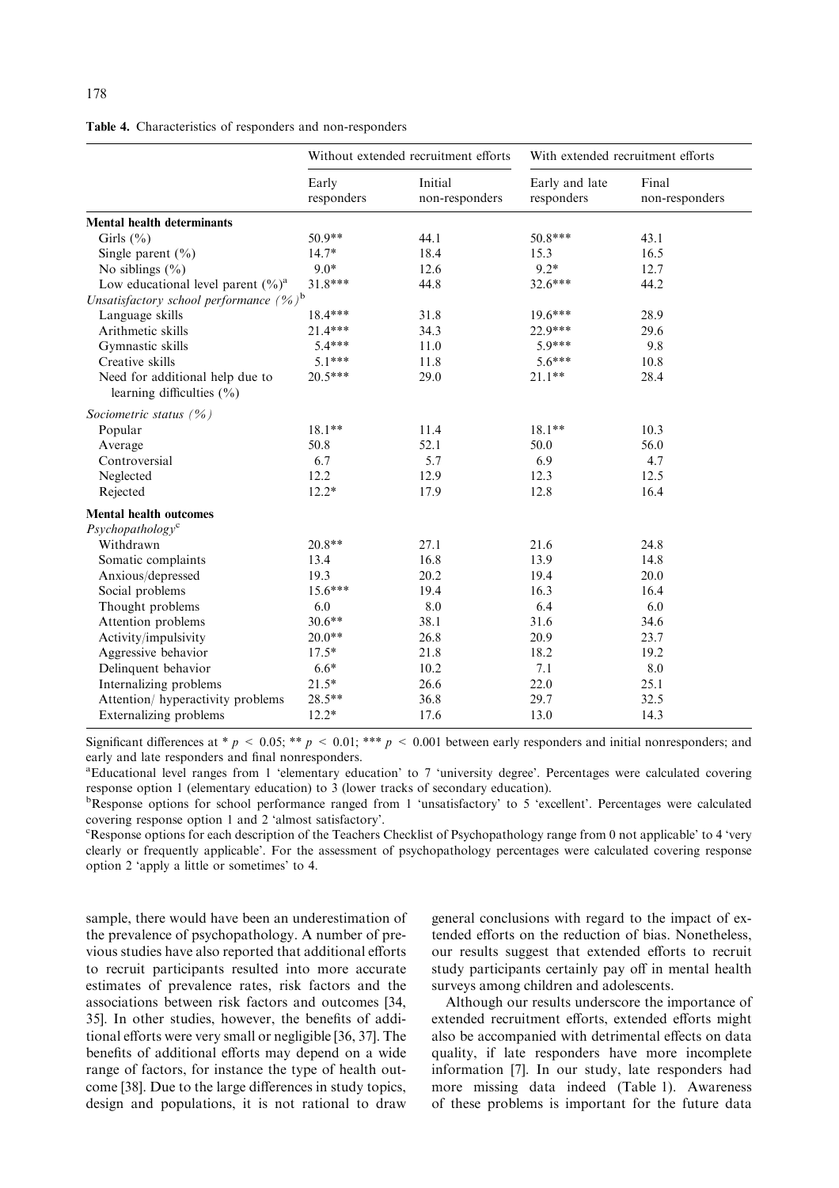**Table 4.** Characteristics of responders and non-responders

| | Without extended recruitment efforts | | With extended recruitment efforts | |
|---|---|---|---|---|
| | Early responders | Initial non-responders | Early and late responders | Final non-responders |
| **Mental health determinants** | | | | |
| Girls (%) | 50.9** | 44.1 | 50.8*** | 43.1 |
| Single parent (%) | 14.7* | 18.4 | 15.3 | 16.5 |
| No siblings (%) | 9.0* | 12.6 | 9.2* | 12.7 |
| Low educational level parent (%)[a] | 31.8*** | 44.8 | 32.6*** | 44.2 |
| *Unsatisfactory school performance (%)*[b] | | | | |
| Language skills | 18.4*** | 31.8 | 19.6*** | 28.9 |
| Arithmetic skills | 21.4*** | 34.3 | 22.9*** | 29.6 |
| Gymnastic skills | 5.4*** | 11.0 | 5.9*** | 9.8 |
| Creative skills | 5.1*** | 11.8 | 5.6*** | 10.8 |
| Need for additional help due to learning difficulties (%) | 20.5*** | 29.0 | 21.1** | 28.4 |
| *Sociometric status (%)* | | | | |
| Popular | 18.1** | 11.4 | 18.1** | 10.3 |
| Average | 50.8 | 52.1 | 50.0 | 56.0 |
| Controversial | 6.7 | 5.7 | 6.9 | 4.7 |
| Neglected | 12.2 | 12.9 | 12.3 | 12.5 |
| Rejected | 12.2* | 17.9 | 12.8 | 16.4 |
| **Mental health outcomes** | | | | |
| *Psychopathology*[c] | | | | |
| Withdrawn | 20.8** | 27.1 | 21.6 | 24.8 |
| Somatic complaints | 13.4 | 16.8 | 13.9 | 14.8 |
| Anxious/depressed | 19.3 | 20.2 | 19.4 | 20.0 |
| Social problems | 15.6*** | 19.4 | 16.3 | 16.4 |
| Thought problems | 6.0 | 8.0 | 6.4 | 6.0 |
| Attention problems | 30.6** | 38.1 | 31.6 | 34.6 |
| Activity/impulsivity | 20.0** | 26.8 | 20.9 | 23.7 |
| Aggressive behavior | 17.5* | 21.8 | 18.2 | 19.2 |
| Delinquent behavior | 6.6* | 10.2 | 7.1 | 8.0 |
| Internalizing problems | 21.5* | 26.6 | 22.0 | 25.1 |
| Attention/ hyperactivity problems | 28.5** | 36.8 | 29.7 | 32.5 |
| Externalizing problems | 12.2* | 17.6 | 13.0 | 14.3 |

Significant differences at * $p < 0.05$; ** $p < 0.01$; *** $p < 0.001$ between early responders and initial nonresponders; and early and late responders and final nonresponders.

[a]Educational level ranges from 1 'elementary education' to 7 'university degree'. Percentages were calculated covering response option 1 (elementary education) to 3 (lower tracks of secondary education).

[b]Response options for school performance ranged from 1 'unsatisfactory' to 5 'excellent'. Percentages were calculated covering response option 1 and 2 'almost satisfactory'.

[c]Response options for each description of the Teachers Checklist of Psychopathology range from 0 not applicable' to 4 'very clearly or frequently applicable'. For the assessment of psychopathology percentages were calculated covering response option 2 'apply a little or sometimes' to 4.

sample, there would have been an underestimation of the prevalence of psychopathology. A number of previous studies have also reported that additional efforts to recruit participants resulted into more accurate estimates of prevalence rates, risk factors and the associations between risk factors and outcomes [34, 35]. In other studies, however, the benefits of additional efforts were very small or negligible [36, 37]. The benefits of additional efforts may depend on a wide range of factors, for instance the type of health outcome [38]. Due to the large differences in study topics, design and populations, it is not rational to draw general conclusions with regard to the impact of extended efforts on the reduction of bias. Nonetheless, our results suggest that extended efforts to recruit study participants certainly pay off in mental health surveys among children and adolescents.

Although our results underscore the importance of extended recruitment efforts, extended efforts might also be accompanied with detrimental effects on data quality, if late responders have more incomplete information [7]. In our study, late responders had more missing data indeed (Table 1). Awareness of these problems is important for the future data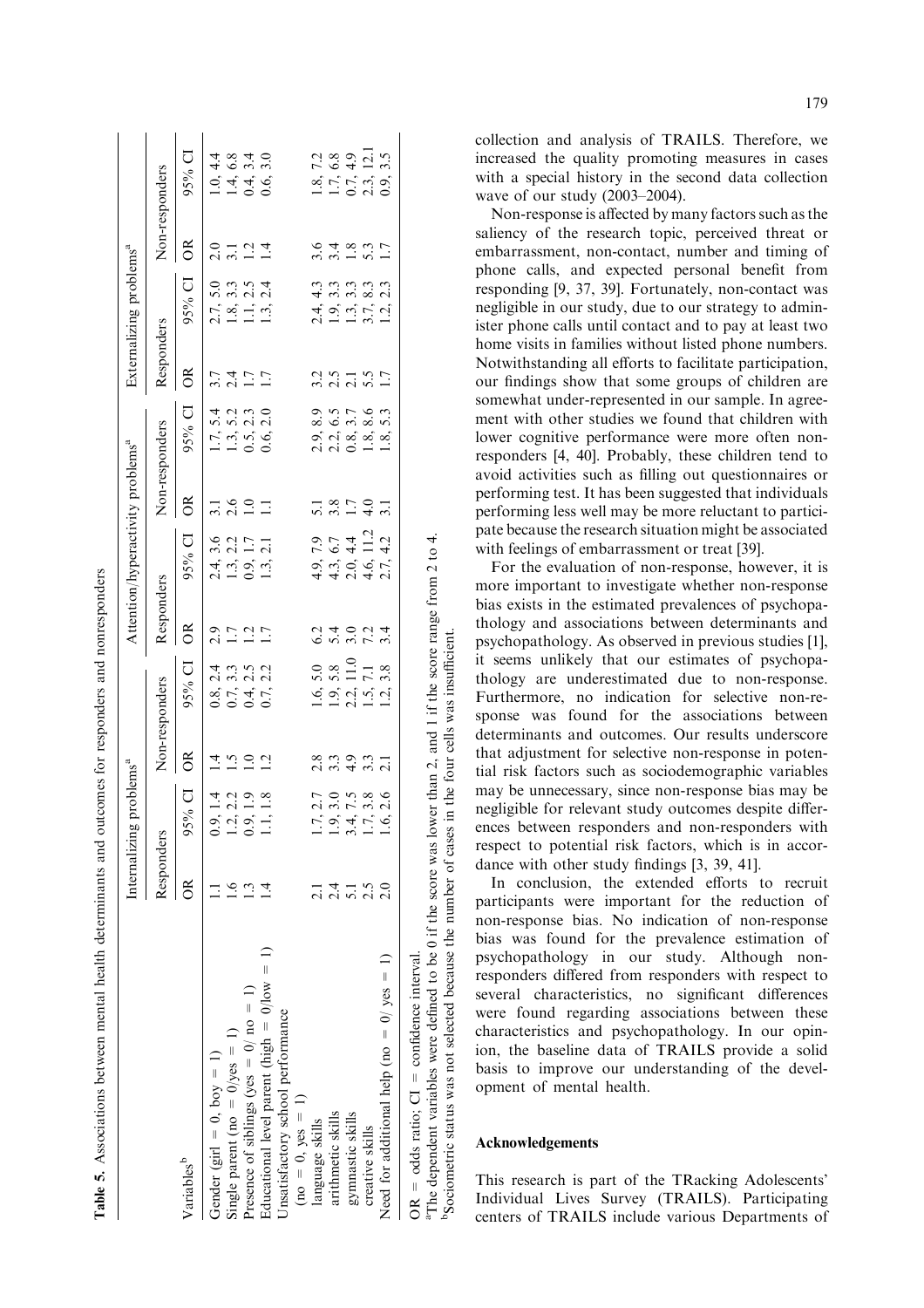**Table 5.** Associations between mental health determinants and outcomes for responders and nonresponders

| Variables[b] | Internalizing problems[a] | | | | Attention/hyperactivity problems[a] | | | | Externalizing problems[a] | | | |
|---|---|---|---|---|---|---|---|---|---|---|---|---|
| | Responders | | Non-responders | | Responders | | Non-responders | | Responders | | Non-responders | |
| | OR | 95% CI | OR | 95% CI | OR | 95% CI | OR | 95% CI | OR | 95% CI | OR | 95% CI |
| Gender (girl = 0, boy = 1) | 1.1 | 0.9, 1.4 | 1.4 | 0.8, 2.4 | 2.9 | 2.4, 3.6 | 3.1 | 1.7, 5.4 | 3.7 | 2.7, 5.0 | 2.0 | 1.0, 4.4 |
| Single parent (no = 0/yes = 1) | 1.6 | 1.2, 2.2 | 1.5 | 0.7, 3.3 | 1.7 | 1.3, 2.2 | 2.6 | 1.3, 5.2 | 2.4 | 1.8, 3.3 | 3.1 | 1.4, 6.8 |
| Presence of siblings (yes = 0/ no = 1) | 1.3 | 0.9, 1.9 | 1.0 | 0.4, 2.5 | 1.2 | 0.9, 1.7 | 1.0 | 0.5, 2.3 | 1.7 | 1.1, 2.5 | 1.2 | 0.4, 3.4 |
| Educational level parent (high = 0/low = 1) | 1.4 | 1.1, 1.8 | 1.2 | 0.7, 2.2 | 1.7 | 1.3, 2.1 | 1.1 | 0.6, 2.0 | 1.7 | 1.3, 2.4 | 1.4 | 0.6, 3.0 |
| Unsatisfactory school performance (no = 0, yes = 1) | | | | | | | | | | | | |
| language skills | 2.1 | 1.7, 2.7 | 2.8 | 1.6, 5.0 | 6.2 | 4.9, 7.9 | 5.1 | 2.9, 8.9 | 3.2 | 2.4, 4.3 | 3.6 | 1.8, 7.2 |
| arithmetic skills | 2.4 | 1.9, 3.0 | 3.3 | 1.9, 5.8 | 5.4 | 4.3, 6.7 | 3.8 | 2.2, 6.5 | 2.5 | 1.9, 3.3 | 3.4 | 1.7, 6.8 |
| gymnastic skills | 5.1 | 3.4, 7.5 | 4.9 | 2.2, 11.0 | 3.0 | 2.0, 4.4 | 1.7 | 0.8, 3.7 | 2.1 | 1.3, 3.3 | 1.8 | 0.7, 4.9 |
| creative skills | 2.5 | 1.7, 3.8 | 3.3 | 1.5, 7.1 | 7.2 | 4.6, 11.2 | 4.0 | 1.8, 8.6 | 5.5 | 3.7, 8.3 | 5.3 | 2.3, 12.1 |
| Need for additional help (no = 0/ yes = 1) | 2.0 | 1.6, 2.6 | 2.1 | 1.2, 3.8 | 3.4 | 2.7, 4.2 | 3.1 | 1.8, 5.3 | 1.7 | 1.2, 2.3 | 1.7 | 0.9, 3.5 |

OR = odds ratio; CI = confidence interval.

[a]The dependent variables were defined to be 0 if the score was lower than 2, and 1 if the score range from 2 to 4.

[b]Sociometric status was not selected because the number of cases in the four cells was insufficient.

collection and analysis of TRAILS. Therefore, we increased the quality promoting measures in cases with a special history in the second data collection wave of our study (2003–2004).

Non-response is affected by many factors such as the saliency of the research topic, perceived threat or embarrassment, non-contact, number and timing of phone calls, and expected personal benefit from responding [9, 37, 39]. Fortunately, non-contact was negligible in our study, due to our strategy to administer phone calls until contact and to pay at least two home visits in families without listed phone numbers. Notwithstanding all efforts to facilitate participation, our findings show that some groups of children are somewhat under-represented in our sample. In agreement with other studies we found that children with lower cognitive performance were more often non-responders [4, 40]. Probably, these children tend to avoid activities such as filling out questionnaires or performing test. It has been suggested that individuals performing less well may be more reluctant to participate because the research situation might be associated with feelings of embarrassment or treat [39].

For the evaluation of non-response, however, it is more important to investigate whether non-response bias exists in the estimated prevalences of psychopathology and associations between determinants and psychopathology. As observed in previous studies [1], it seems unlikely that our estimates of psychopathology are underestimated due to non-response. Furthermore, no indication for selective non-response was found for the associations between determinants and outcomes. Our results underscore that adjustment for selective non-response in potential risk factors such as sociodemographic variables may be unnecessary, since non-response bias may be negligible for relevant study outcomes despite differences between responders and non-responders with respect to potential risk factors, which is in accordance with other study findings [3, 39, 41].

In conclusion, the extended efforts to recruit participants were important for the reduction of non-response bias. No indication of non-response bias was found for the prevalence estimation of psychopathology in our study. Although non-responders differed from responders with respect to several characteristics, no significant differences were found regarding associations between these characteristics and psychopathology. In our opinion, the baseline data of TRAILS provide a solid basis to improve our understanding of the development of mental health.

## Acknowledgements

This research is part of the TRacking Adolescents' Individual Lives Survey (TRAILS). Participating centers of TRAILS include various Departments of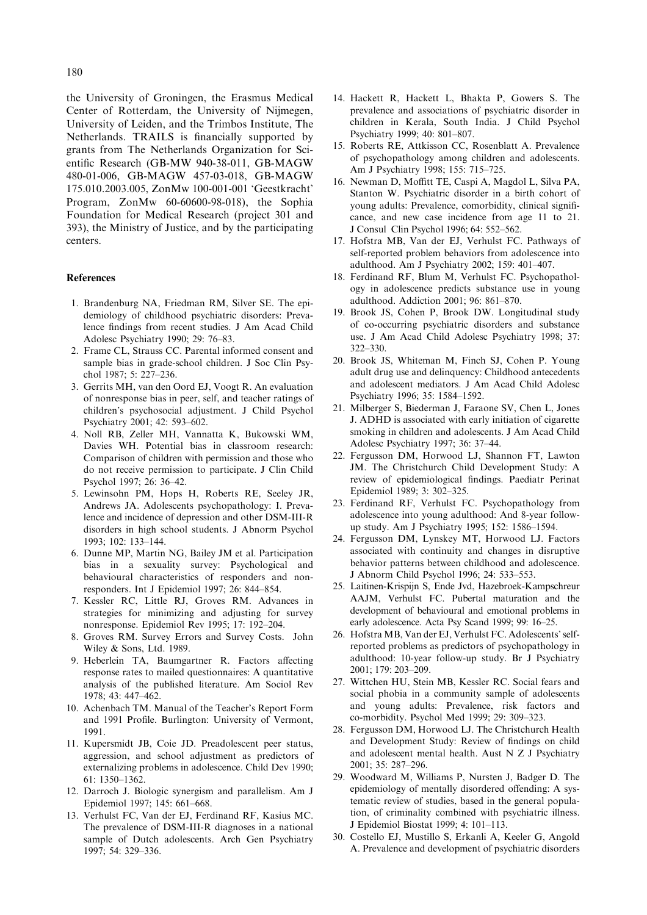the University of Groningen, the Erasmus Medical Center of Rotterdam, the University of Nijmegen, University of Leiden, and the Trimbos Institute, The Netherlands. TRAILS is financially supported by grants from The Netherlands Organization for Scientific Research (GB-MW 940-38-011, GB-MAGW 480-01-006, GB-MAGW 457-03-018, GB-MAGW 175.010.2003.005, ZonMw 100-001-001 'Geestkracht' Program, ZonMw 60-60600-98-018), the Sophia Foundation for Medical Research (project 301 and 393), the Ministry of Justice, and by the participating centers.

### References

1. Brandenburg NA, Friedman RM, Silver SE. The epidemiology of childhood psychiatric disorders: Prevalence findings from recent studies. J Am Acad Child Adolesc Psychiatry 1990; 29: 76–83.
2. Frame CL, Strauss CC. Parental informed consent and sample bias in grade-school children. J Soc Clin Psychol 1987; 5: 227–236.
3. Gerrits MH, van den Oord EJ, Voogt R. An evaluation of nonresponse bias in peer, self, and teacher ratings of children's psychosocial adjustment. J Child Psychol Psychiatry 2001; 42: 593–602.
4. Noll RB, Zeller MH, Vannatta K, Bukowski WM, Davies WH. Potential bias in classroom research: Comparison of children with permission and those who do not receive permission to participate. J Clin Child Psychol 1997; 26: 36–42.
5. Lewinsohn PM, Hops H, Roberts RE, Seeley JR, Andrews JA. Adolescents psychopathology: I. Prevalence and incidence of depression and other DSM-III-R disorders in high school students. J Abnorm Psychol 1993; 102: 133–144.
6. Dunne MP, Martin NG, Bailey JM et al. Participation bias in a sexuality survey: Psychological and behavioural characteristics of responders and nonresponders. Int J Epidemiol 1997; 26: 844–854.
7. Kessler RC, Little RJ, Groves RM. Advances in strategies for minimizing and adjusting for survey nonresponse. Epidemiol Rev 1995; 17: 192–204.
8. Groves RM. Survey Errors and Survey Costs. John Wiley & Sons, Ltd. 1989.
9. Heberlein TA, Baumgartner R. Factors affecting response rates to mailed questionnaires: A quantitative analysis of the published literature. Am Sociol Rev 1978; 43: 447–462.
10. Achenbach TM. Manual of the Teacher's Report Form and 1991 Profile. Burlington: University of Vermont, 1991.
11. Kupersmidt JB, Coie JD. Preadolescent peer status, aggression, and school adjustment as predictors of externalizing problems in adolescence. Child Dev 1990; 61: 1350–1362.
12. Darroch J. Biologic synergism and parallelism. Am J Epidemiol 1997; 145: 661–668.
13. Verhulst FC, Van der EJ, Ferdinand RF, Kasius MC. The prevalence of DSM-III-R diagnoses in a national sample of Dutch adolescents. Arch Gen Psychiatry 1997; 54: 329–336.
14. Hackett R, Hackett L, Bhakta P, Gowers S. The prevalence and associations of psychiatric disorder in children in Kerala, South India. J Child Psychol Psychiatry 1999; 40: 801–807.
15. Roberts RE, Attkisson CC, Rosenblatt A. Prevalence of psychopathology among children and adolescents. Am J Psychiatry 1998; 155: 715–725.
16. Newman D, Moffitt TE, Caspi A, Magdol L, Silva PA, Stanton W. Psychiatric disorder in a birth cohort of young adults: Prevalence, comorbidity, clinical significance, and new case incidence from age 11 to 21. J Consul Clin Psychol 1996; 64: 552–562.
17. Hofstra MB, Van der EJ, Verhulst FC. Pathways of self-reported problem behaviors from adolescence into adulthood. Am J Psychiatry 2002; 159: 401–407.
18. Ferdinand RF, Blum M, Verhulst FC. Psychopathology in adolescence predicts substance use in young adulthood. Addiction 2001; 96: 861–870.
19. Brook JS, Cohen P, Brook DW. Longitudinal study of co-occurring psychiatric disorders and substance use. J Am Acad Child Adolesc Psychiatry 1998; 37: 322–330.
20. Brook JS, Whiteman M, Finch SJ, Cohen P. Young adult drug use and delinquency: Childhood antecedents and adolescent mediators. J Am Acad Child Adolesc Psychiatry 1996; 35: 1584–1592.
21. Milberger S, Biederman J, Faraone SV, Chen L, Jones J. ADHD is associated with early initiation of cigarette smoking in children and adolescents. J Am Acad Child Adolesc Psychiatry 1997; 36: 37–44.
22. Fergusson DM, Horwood LJ, Shannon FT, Lawton JM. The Christchurch Child Development Study: A review of epidemiological findings. Paediatr Perinat Epidemiol 1989; 3: 302–325.
23. Ferdinand RF, Verhulst FC. Psychopathology from adolescence into young adulthood: And 8-year follow-up study. Am J Psychiatry 1995; 152: 1586–1594.
24. Fergusson DM, Lynskey MT, Horwood LJ. Factors associated with continuity and changes in disruptive behavior patterns between childhood and adolescence. J Abnorm Child Psychol 1996; 24: 533–553.
25. Laitinen-Krispijn S, Ende Jvd, Hazebroek-Kampschreur AAJM, Verhulst FC. Pubertal maturation and the development of behavioural and emotional problems in early adolescence. Acta Psy Scand 1999; 99: 16–25.
26. Hofstra MB, Van der EJ, Verhulst FC. Adolescents' self-reported problems as predictors of psychopathology in adulthood: 10-year follow-up study. Br J Psychiatry 2001; 179: 203–209.
27. Wittchen HU, Stein MB, Kessler RC. Social fears and social phobia in a community sample of adolescents and young adults: Prevalence, risk factors and co-morbidity. Psychol Med 1999; 29: 309–323.
28. Fergusson DM, Horwood LJ. The Christchurch Health and Development Study: Review of findings on child and adolescent mental health. Aust N Z J Psychiatry 2001; 35: 287–296.
29. Woodward M, Williams P, Nursten J, Badger D. The epidemiology of mentally disordered offending: A systematic review of studies, based in the general population, of criminality combined with psychiatric illness. J Epidemiol Biostat 1999; 4: 101–113.
30. Costello EJ, Mustillo S, Erkanli A, Keeler G, Angold A. Prevalence and development of psychiatric disorders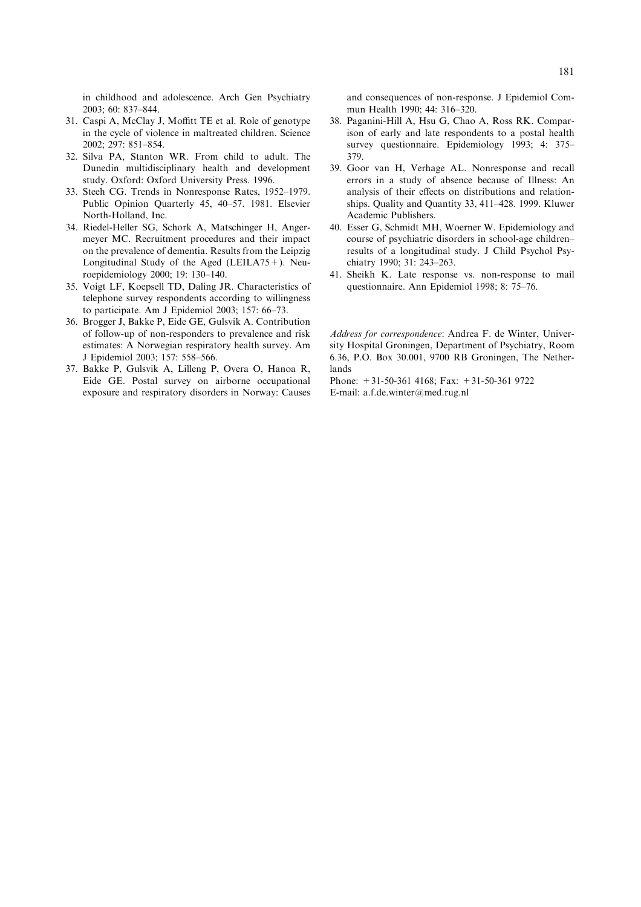in childhood and adolescence. Arch Gen Psychiatry 2003; 60: 837–844.

31. Caspi A, McClay J, Moffitt TE et al. Role of genotype in the cycle of violence in maltreated children. Science 2002; 297: 851–854.
32. Silva PA, Stanton WR. From child to adult. The Dunedin multidisciplinary health and development study. Oxford: Oxford University Press. 1996.
33. Steeh CG. Trends in Nonresponse Rates, 1952–1979. Public Opinion Quarterly 45, 40–57. 1981. Elsevier North-Holland, Inc.
34. Riedel-Heller SG, Schork A, Matschinger H, Angermeyer MC. Recruitment procedures and their impact on the prevalence of dementia. Results from the Leipzig Longitudinal Study of the Aged (LEILA75+). Neuroepidemiology 2000; 19: 130–140.
35. Voigt LF, Koepsell TD, Daling JR. Characteristics of telephone survey respondents according to willingness to participate. Am J Epidemiol 2003; 157: 66–73.
36. Brogger J, Bakke P, Eide GE, Gulsvik A. Contribution of follow-up of non-responders to prevalence and risk estimates: A Norwegian respiratory health survey. Am J Epidemiol 2003; 157: 558–566.
37. Bakke P, Gulsvik A, Lilleng P, Overa O, Hanoa R, Eide GE. Postal survey on airborne occupational exposure and respiratory disorders in Norway: Causes and consequences of non-response. J Epidemiol Commun Health 1990; 44: 316–320.
38. Paganini-Hill A, Hsu G, Chao A, Ross RK. Comparison of early and late respondents to a postal health survey questionnaire. Epidemiology 1993; 4: 375–379.
39. Goor van H, Verhage AL. Nonresponse and recall errors in a study of absence because of Illness: An analysis of their effects on distributions and relationships. Quality and Quantity 33, 411–428. 1999. Kluwer Academic Publishers.
40. Esser G, Schmidt MH, Woerner W. Epidemiology and course of psychiatric disorders in school-age children–results of a longitudinal study. J Child Psychol Psychiatry 1990; 31: 243–263.
41. Sheikh K. Late response vs. non-response to mail questionnaire. Ann Epidemiol 1998; 8: 75–76.

*Address for correspondence*: Andrea F. de Winter, University Hospital Groningen, Department of Psychiatry, Room 6.36, P.O. Box 30.001, 9700 RB Groningen, The Netherlands

Phone: +31-50-361 4168; Fax: +31-50-361 9722

E-mail: a.f.de.winter@med.rug.nl